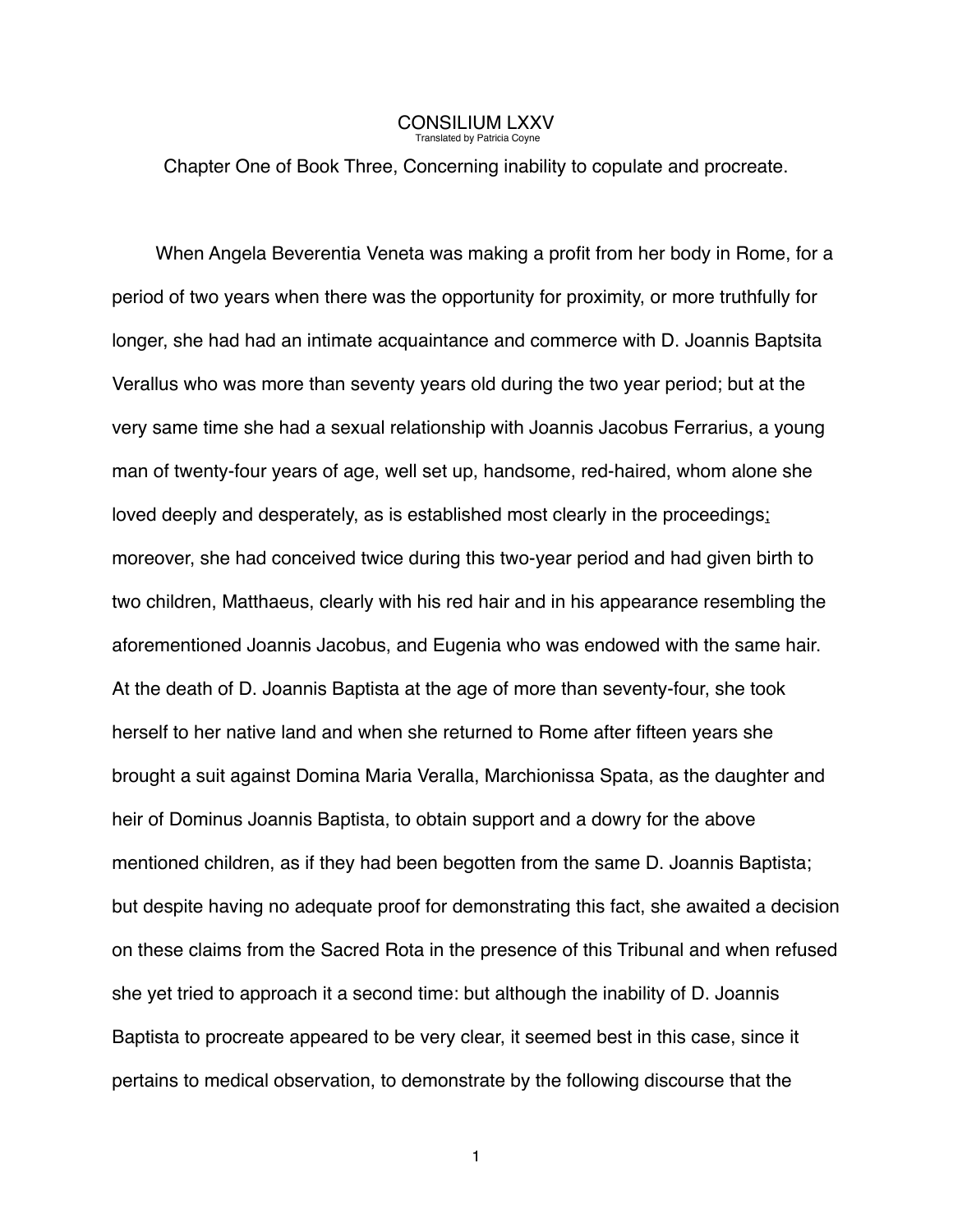# CONSILIUM LXXV

Translated by Patricia Coyne

Chapter One of Book Three, Concerning inability to copulate and procreate.

When Angela Beverentia Veneta was making a profit from her body in Rome, for a period of two years when there was the opportunity for proximity, or more truthfully for longer, she had had an intimate acquaintance and commerce with D. Joannis Baptsita Verallus who was more than seventy years old during the two year period; but at the very same time she had a sexual relationship with Joannis Jacobus Ferrarius, a young man of twenty-four years of age, well set up, handsome, red-haired, whom alone she loved deeply and desperately, as is established most clearly in the proceedings; moreover, she had conceived twice during this two-year period and had given birth to two children, Matthaeus, clearly with his red hair and in his appearance resembling the aforementioned Joannis Jacobus, and Eugenia who was endowed with the same hair. At the death of D. Joannis Baptista at the age of more than seventy-four, she took herself to her native land and when she returned to Rome after fifteen years she brought a suit against Domina Maria Veralla, Marchionissa Spata, as the daughter and heir of Dominus Joannis Baptista, to obtain support and a dowry for the above mentioned children, as if they had been begotten from the same D. Joannis Baptista; but despite having no adequate proof for demonstrating this fact, she awaited a decision on these claims from the Sacred Rota in the presence of this Tribunal and when refused she yet tried to approach it a second time: but although the inability of D. Joannis Baptista to procreate appeared to be very clear, it seemed best in this case, since it pertains to medical observation, to demonstrate by the following discourse that the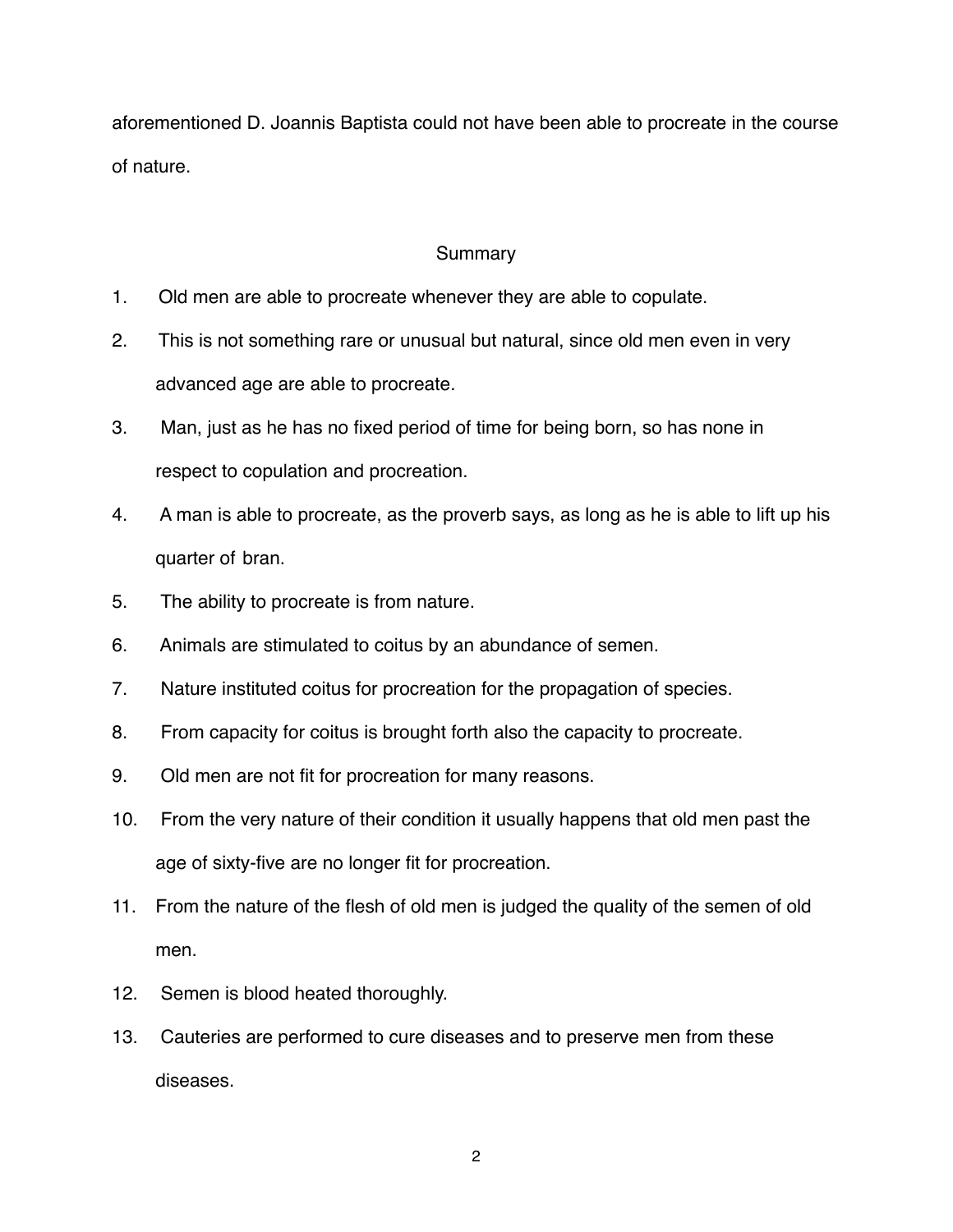aforementioned D. Joannis Baptista could not have been able to procreate in the course of nature.

## Summary

1. Old men are able to procreate whenever they are able to copulate.
2. This is not something rare or unusual but natural, since old men even in very advanced age are able to procreate.
3. Man, just as he has no fixed period of time for being born, so has none in respect to copulation and procreation.
4. A man is able to procreate, as the proverb says, as long as he is able to lift up his quarter of bran.
5. The ability to procreate is from nature.
6. Animals are stimulated to coitus by an abundance of semen.
7. Nature instituted coitus for procreation for the propagation of species.
8. From capacity for coitus is brought forth also the capacity to procreate.
9. Old men are not fit for procreation for many reasons.
10. From the very nature of their condition it usually happens that old men past the age of sixty-five are no longer fit for procreation.
11. From the nature of the flesh of old men is judged the quality of the semen of old men.
12. Semen is blood heated thoroughly.
13. Cauteries are performed to cure diseases and to preserve men from these diseases.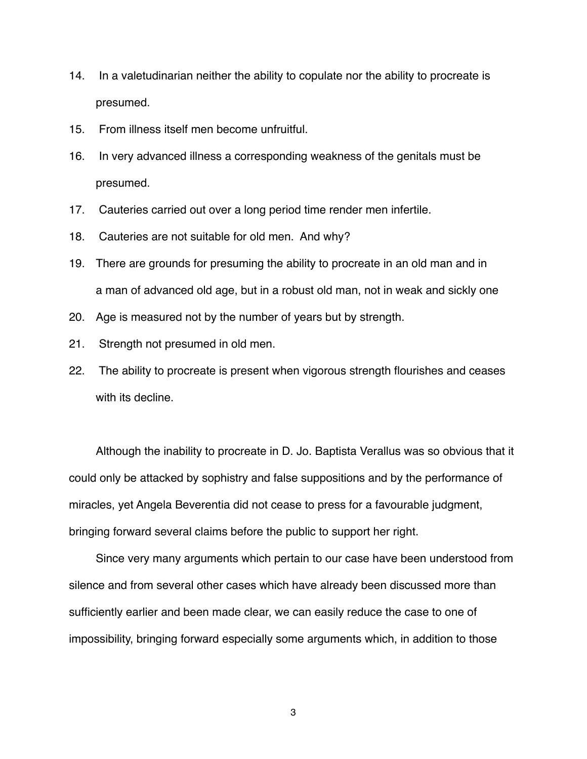14. In a valetudinarian neither the ability to copulate nor the ability to procreate is presumed.
15. From illness itself men become unfruitful.
16. In very advanced illness a corresponding weakness of the genitals must be presumed.
17. Cauteries carried out over a long period time render men infertile.
18. Cauteries are not suitable for old men. And why?
19. There are grounds for presuming the ability to procreate in an old man and in a man of advanced old age, but in a robust old man, not in weak and sickly one
20. Age is measured not by the number of years but by strength.
21. Strength not presumed in old men.
22. The ability to procreate is present when vigorous strength flourishes and ceases with its decline.

Although the inability to procreate in D. Jo. Baptista Verallus was so obvious that it could only be attacked by sophistry and false suppositions and by the performance of miracles, yet Angela Beverentia did not cease to press for a favourable judgment, bringing forward several claims before the public to support her right.

Since very many arguments which pertain to our case have been understood from silence and from several other cases which have already been discussed more than sufficiently earlier and been made clear, we can easily reduce the case to one of impossibility, bringing forward especially some arguments which, in addition to those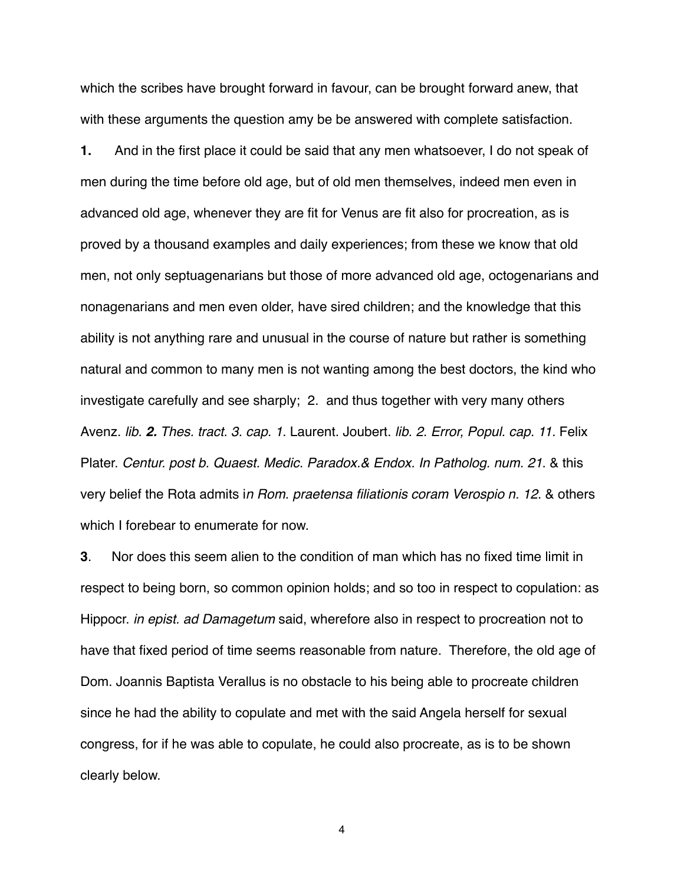which the scribes have brought forward in favour, can be brought forward anew, that with these arguments the question amy be be answered with complete satisfaction.

**1.** And in the first place it could be said that any men whatsoever, I do not speak of men during the time before old age, but of old men themselves, indeed men even in advanced old age, whenever they are fit for Venus are fit also for procreation, as is proved by a thousand examples and daily experiences; from these we know that old men, not only septuagenarians but those of more advanced old age, octogenarians and nonagenarians and men even older, have sired children; and the knowledge that this ability is not anything rare and unusual in the course of nature but rather is something natural and common to many men is not wanting among the best doctors, the kind who investigate carefully and see sharply; 2. and thus together with very many others Avenz. *lib.* ***2.*** *Thes. tract. 3. cap. 1.* Laurent. Joubert. *lib. 2. Error, Popul. cap. 11.* Felix Plater. *Centur. post b. Quaest. Medic. Paradox.& Endox. In Patholog. num. 21*. & this very belief the Rota admits i*n Rom. praetensa filiationis coram Verospio n. 12*. & others which I forebear to enumerate for now.

**3**. Nor does this seem alien to the condition of man which has no fixed time limit in respect to being born, so common opinion holds; and so too in respect to copulation: as Hippocr. *in epist. ad Damagetum* said, wherefore also in respect to procreation not to have that fixed period of time seems reasonable from nature. Therefore, the old age of Dom. Joannis Baptista Verallus is no obstacle to his being able to procreate children since he had the ability to copulate and met with the said Angela herself for sexual congress, for if he was able to copulate, he could also procreate, as is to be shown clearly below.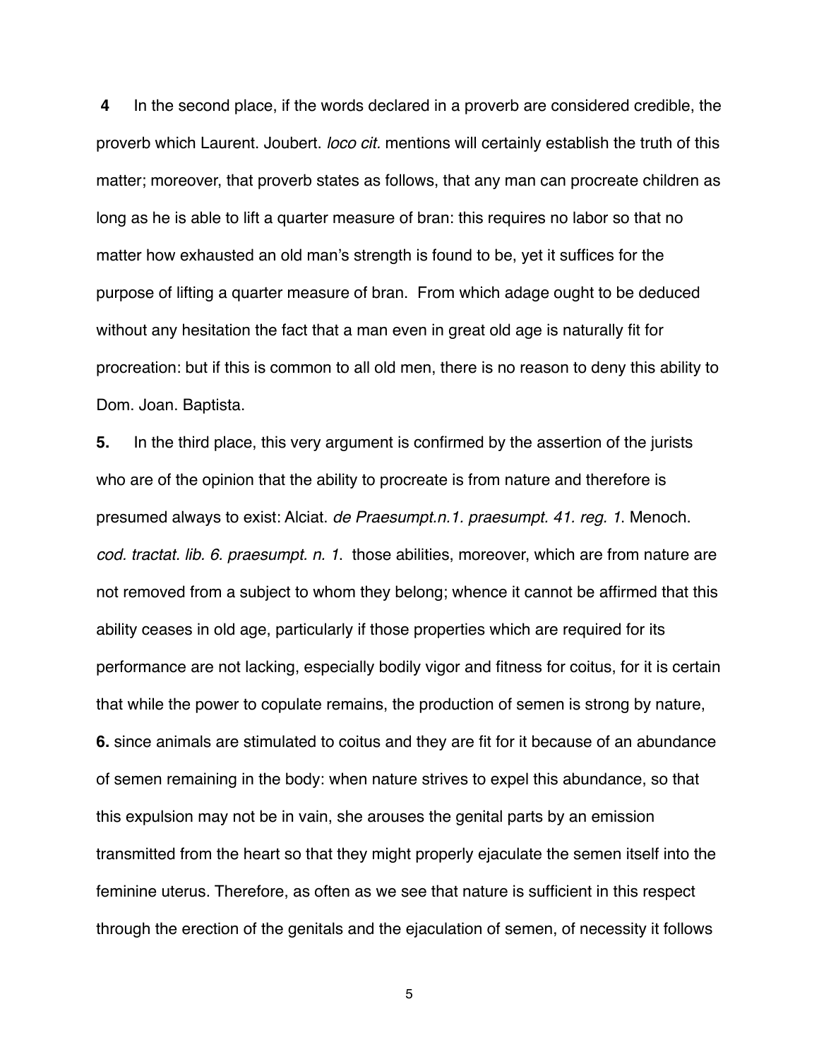**4** In the second place, if the words declared in a proverb are considered credible, the proverb which Laurent. Joubert. *loco cit.* mentions will certainly establish the truth of this matter; moreover, that proverb states as follows, that any man can procreate children as long as he is able to lift a quarter measure of bran: this requires no labor so that no matter how exhausted an old man's strength is found to be, yet it suffices for the purpose of lifting a quarter measure of bran. From which adage ought to be deduced without any hesitation the fact that a man even in great old age is naturally fit for procreation: but if this is common to all old men, there is no reason to deny this ability to Dom. Joan. Baptista.

**5.** In the third place, this very argument is confirmed by the assertion of the jurists who are of the opinion that the ability to procreate is from nature and therefore is presumed always to exist: Alciat. *de Praesumpt.n.1. praesumpt. 41. reg. 1*. Menoch. *cod. tractat. lib. 6. praesumpt. n. 1*. those abilities, moreover, which are from nature are not removed from a subject to whom they belong; whence it cannot be affirmed that this ability ceases in old age, particularly if those properties which are required for its performance are not lacking, especially bodily vigor and fitness for coitus, for it is certain that while the power to copulate remains, the production of semen is strong by nature, **6.** since animals are stimulated to coitus and they are fit for it because of an abundance of semen remaining in the body: when nature strives to expel this abundance, so that this expulsion may not be in vain, she arouses the genital parts by an emission transmitted from the heart so that they might properly ejaculate the semen itself into the feminine uterus. Therefore, as often as we see that nature is sufficient in this respect through the erection of the genitals and the ejaculation of semen, of necessity it follows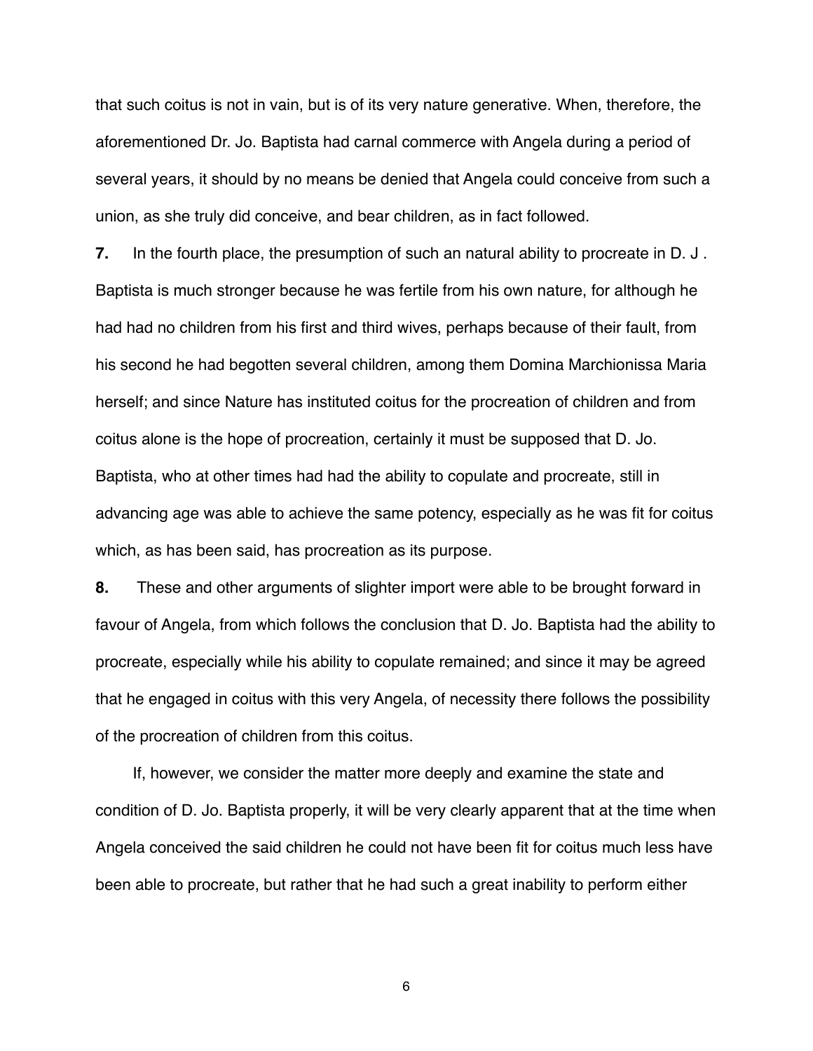that such coitus is not in vain, but is of its very nature generative. When, therefore, the aforementioned Dr. Jo. Baptista had carnal commerce with Angela during a period of several years, it should by no means be denied that Angela could conceive from such a union, as she truly did conceive, and bear children, as in fact followed.

**7.** In the fourth place, the presumption of such an natural ability to procreate in D. J . Baptista is much stronger because he was fertile from his own nature, for although he had had no children from his first and third wives, perhaps because of their fault, from his second he had begotten several children, among them Domina Marchionissa Maria herself; and since Nature has instituted coitus for the procreation of children and from coitus alone is the hope of procreation, certainly it must be supposed that D. Jo. Baptista, who at other times had had the ability to copulate and procreate, still in advancing age was able to achieve the same potency, especially as he was fit for coitus which, as has been said, has procreation as its purpose.

**8.** These and other arguments of slighter import were able to be brought forward in favour of Angela, from which follows the conclusion that D. Jo. Baptista had the ability to procreate, especially while his ability to copulate remained; and since it may be agreed that he engaged in coitus with this very Angela, of necessity there follows the possibility of the procreation of children from this coitus.

If, however, we consider the matter more deeply and examine the state and condition of D. Jo. Baptista properly, it will be very clearly apparent that at the time when Angela conceived the said children he could not have been fit for coitus much less have been able to procreate, but rather that he had such a great inability to perform either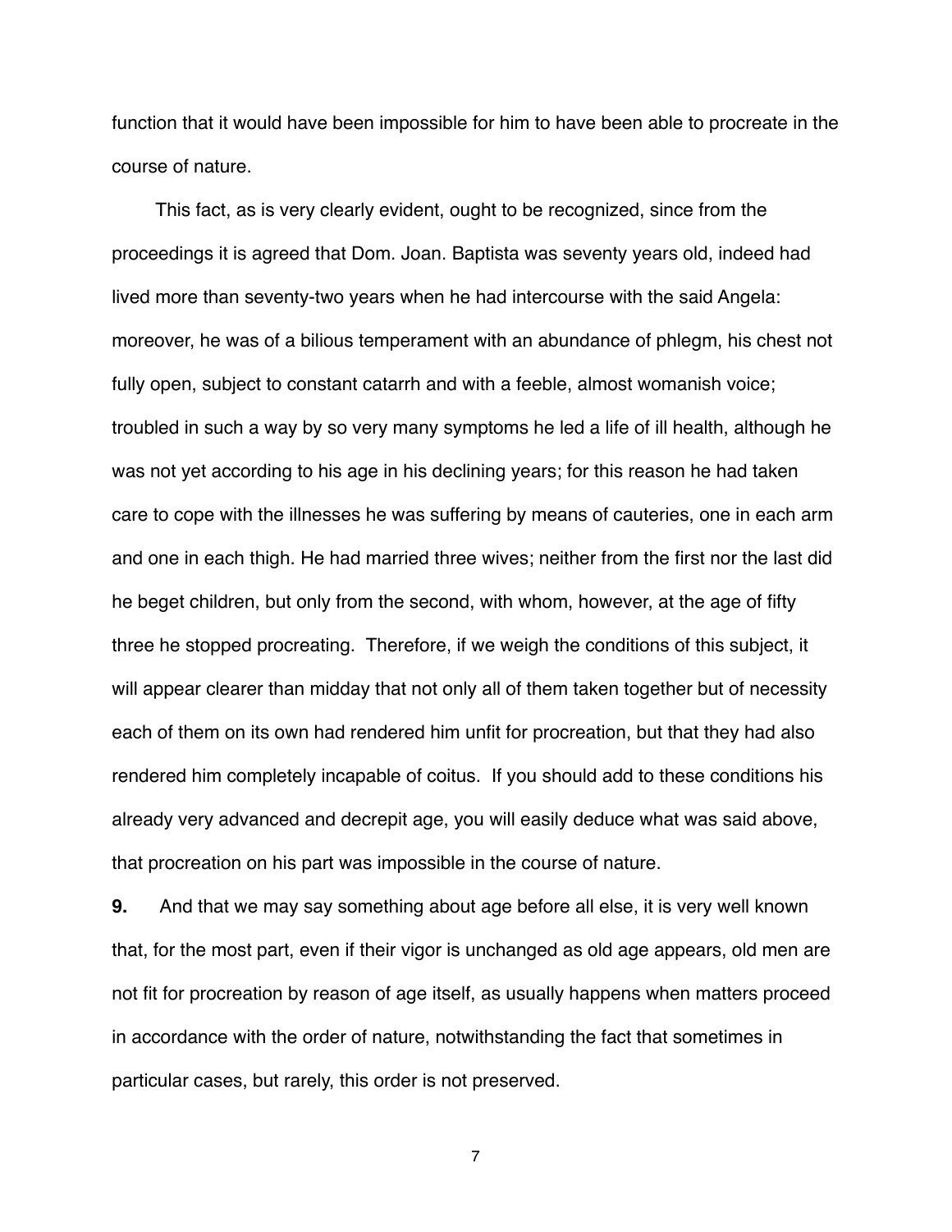function that it would have been impossible for him to have been able to procreate in the course of nature.

This fact, as is very clearly evident, ought to be recognized, since from the proceedings it is agreed that Dom. Joan. Baptista was seventy years old, indeed had lived more than seventy-two years when he had intercourse with the said Angela: moreover, he was of a bilious temperament with an abundance of phlegm, his chest not fully open, subject to constant catarrh and with a feeble, almost womanish voice; troubled in such a way by so very many symptoms he led a life of ill health, although he was not yet according to his age in his declining years; for this reason he had taken care to cope with the illnesses he was suffering by means of cauteries, one in each arm and one in each thigh. He had married three wives; neither from the first nor the last did he beget children, but only from the second, with whom, however, at the age of fifty three he stopped procreating. Therefore, if we weigh the conditions of this subject, it will appear clearer than midday that not only all of them taken together but of necessity each of them on its own had rendered him unfit for procreation, but that they had also rendered him completely incapable of coitus. If you should add to these conditions his already very advanced and decrepit age, you will easily deduce what was said above, that procreation on his part was impossible in the course of nature.

**9.** And that we may say something about age before all else, it is very well known that, for the most part, even if their vigor is unchanged as old age appears, old men are not fit for procreation by reason of age itself, as usually happens when matters proceed in accordance with the order of nature, notwithstanding the fact that sometimes in particular cases, but rarely, this order is not preserved.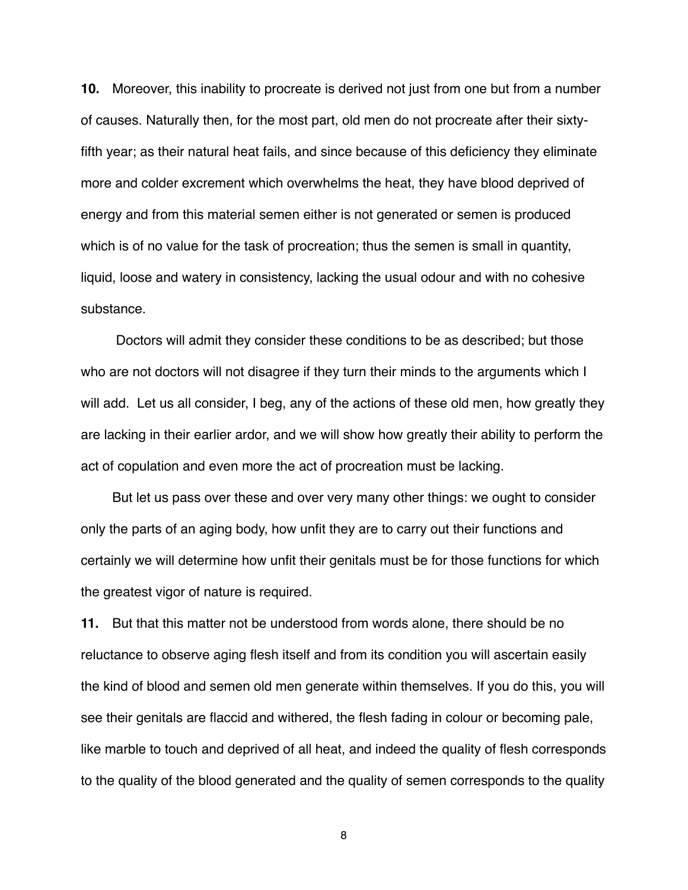**10.** Moreover, this inability to procreate is derived not just from one but from a number of causes. Naturally then, for the most part, old men do not procreate after their sixty-fifth year; as their natural heat fails, and since because of this deficiency they eliminate more and colder excrement which overwhelms the heat, they have blood deprived of energy and from this material semen either is not generated or semen is produced which is of no value for the task of procreation; thus the semen is small in quantity, liquid, loose and watery in consistency, lacking the usual odour and with no cohesive substance.

Doctors will admit they consider these conditions to be as described; but those who are not doctors will not disagree if they turn their minds to the arguments which I will add. Let us all consider, I beg, any of the actions of these old men, how greatly they are lacking in their earlier ardor, and we will show how greatly their ability to perform the act of copulation and even more the act of procreation must be lacking.

But let us pass over these and over very many other things: we ought to consider only the parts of an aging body, how unfit they are to carry out their functions and certainly we will determine how unfit their genitals must be for those functions for which the greatest vigor of nature is required.

**11.** But that this matter not be understood from words alone, there should be no reluctance to observe aging flesh itself and from its condition you will ascertain easily the kind of blood and semen old men generate within themselves. If you do this, you will see their genitals are flaccid and withered, the flesh fading in colour or becoming pale, like marble to touch and deprived of all heat, and indeed the quality of flesh corresponds to the quality of the blood generated and the quality of semen corresponds to the quality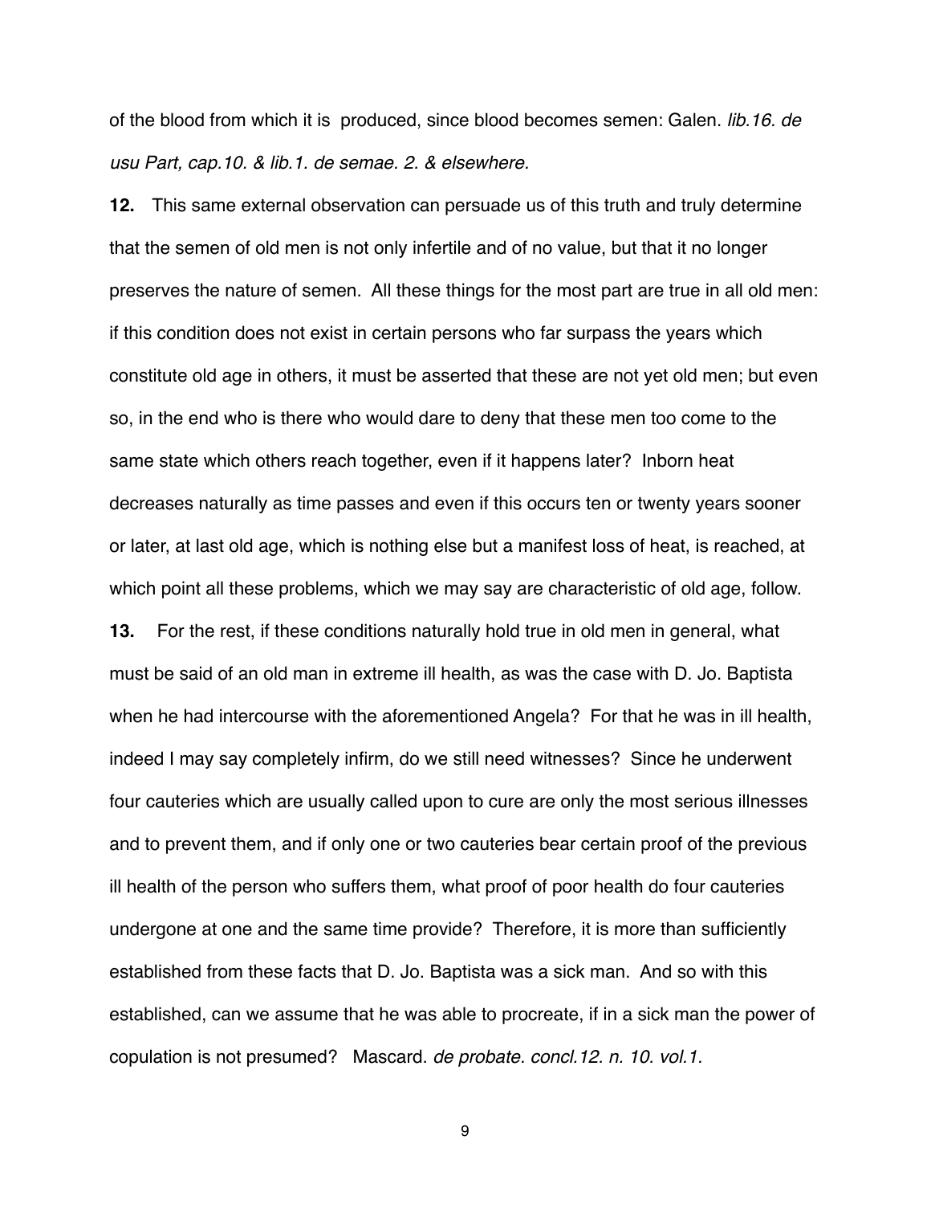of the blood from which it is  produced, since blood becomes semen: Galen. *lib.16. de usu Part, cap.10. & lib.1. de semae. 2. & elsewhere.*

**12.** This same external observation can persuade us of this truth and truly determine that the semen of old men is not only infertile and of no value, but that it no longer preserves the nature of semen. All these things for the most part are true in all old men: if this condition does not exist in certain persons who far surpass the years which constitute old age in others, it must be asserted that these are not yet old men; but even so, in the end who is there who would dare to deny that these men too come to the same state which others reach together, even if it happens later? Inborn heat decreases naturally as time passes and even if this occurs ten or twenty years sooner or later, at last old age, which is nothing else but a manifest loss of heat, is reached, at which point all these problems, which we may say are characteristic of old age, follow.

**13.** For the rest, if these conditions naturally hold true in old men in general, what must be said of an old man in extreme ill health, as was the case with D. Jo. Baptista when he had intercourse with the aforementioned Angela? For that he was in ill health, indeed I may say completely infirm, do we still need witnesses? Since he underwent four cauteries which are usually called upon to cure are only the most serious illnesses and to prevent them, and if only one or two cauteries bear certain proof of the previous ill health of the person who suffers them, what proof of poor health do four cauteries undergone at one and the same time provide? Therefore, it is more than sufficiently established from these facts that D. Jo. Baptista was a sick man. And so with this established, can we assume that he was able to procreate, if in a sick man the power of copulation is not presumed? Mascard. *de probate. concl.12. n. 10. vol.1.*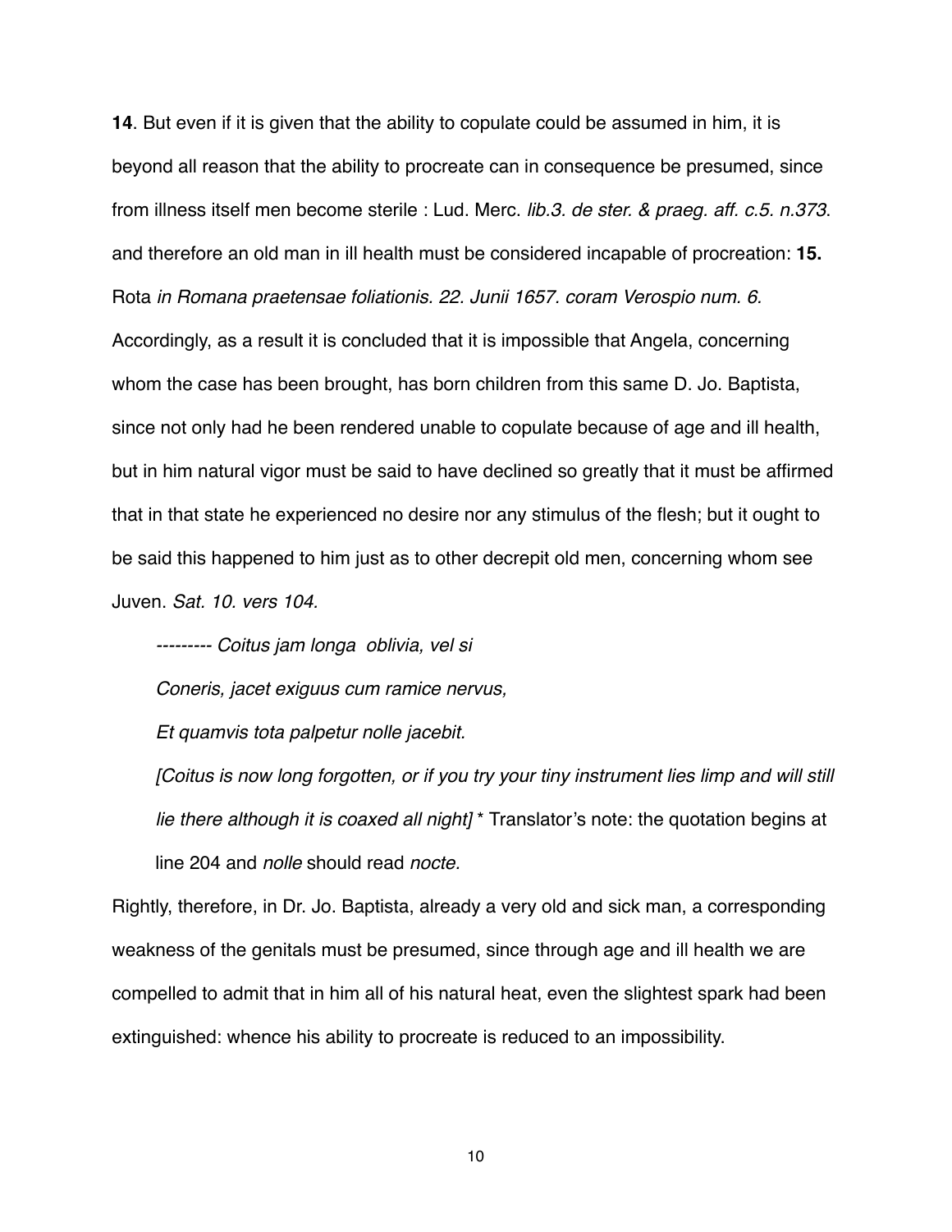**14**. But even if it is given that the ability to copulate could be assumed in him, it is beyond all reason that the ability to procreate can in consequence be presumed, since from illness itself men become sterile : Lud. Merc. *lib.3. de ster. & praeg. aff. c.5. n.373*. and therefore an old man in ill health must be considered incapable of procreation: **15.** Rota *in Romana praetensae foliationis. 22. Junii 1657. coram Verospio num. 6.* Accordingly, as a result it is concluded that it is impossible that Angela, concerning whom the case has been brought, has born children from this same D. Jo. Baptista, since not only had he been rendered unable to copulate because of age and ill health, but in him natural vigor must be said to have declined so greatly that it must be affirmed that in that state he experienced no desire nor any stimulus of the flesh; but it ought to be said this happened to him just as to other decrepit old men, concerning whom see Juven. *Sat. 10. vers 104.*

> *--------- Coitus jam longa oblivia, vel si*
>
> *Coneris, jacet exiguus cum ramice nervus,*
>
> *Et quamvis tota palpetur nolle jacebit.*
>
> *[Coitus is now long forgotten, or if you try your tiny instrument lies limp and will still lie there although it is coaxed all night]* * Translator's note: the quotation begins at line 204 and *nolle* should read *nocte.*

Rightly, therefore, in Dr. Jo. Baptista, already a very old and sick man, a corresponding weakness of the genitals must be presumed, since through age and ill health we are compelled to admit that in him all of his natural heat, even the slightest spark had been extinguished: whence his ability to procreate is reduced to an impossibility.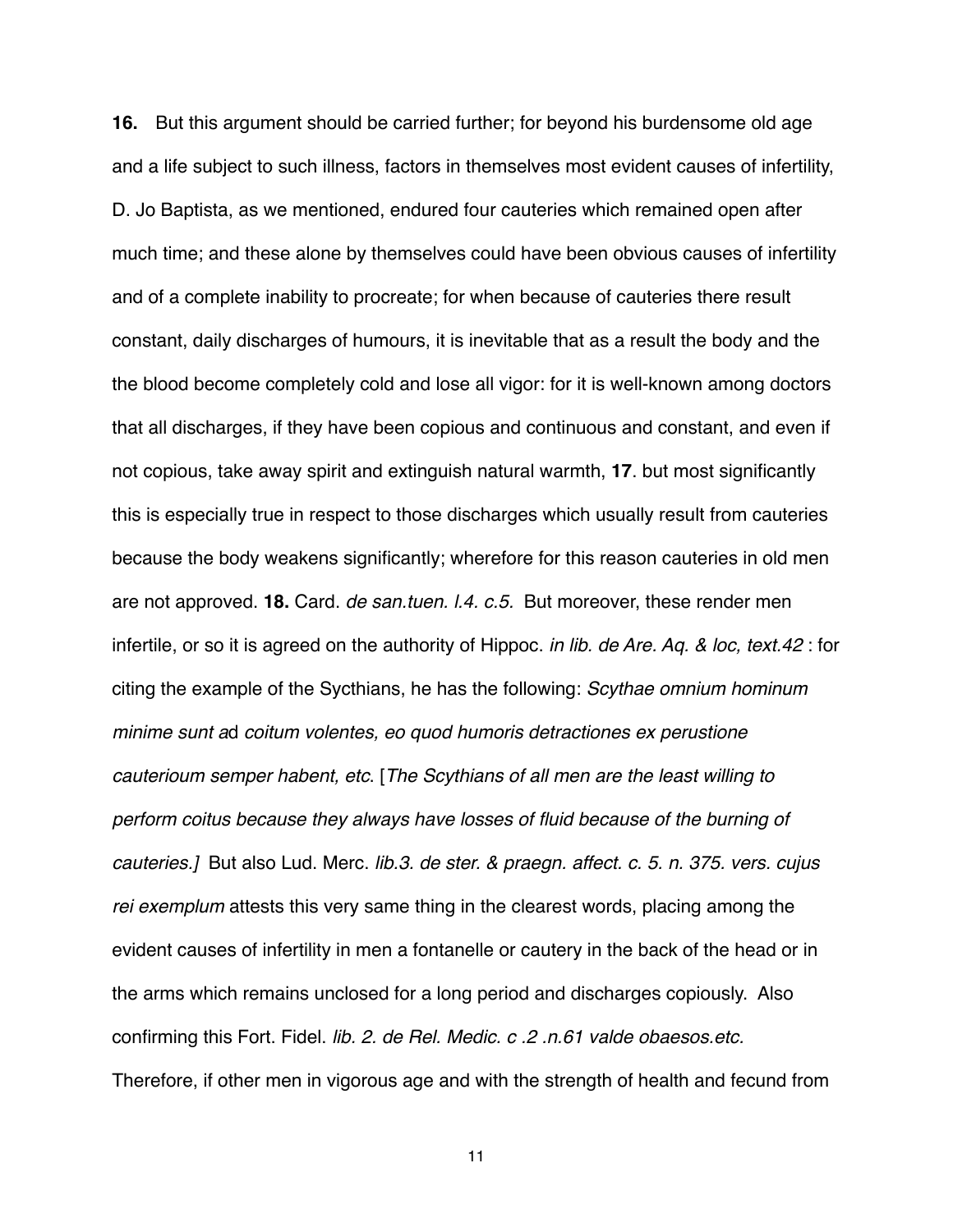**16.** But this argument should be carried further; for beyond his burdensome old age and a life subject to such illness, factors in themselves most evident causes of infertility, D. Jo Baptista, as we mentioned, endured four cauteries which remained open after much time; and these alone by themselves could have been obvious causes of infertility and of a complete inability to procreate; for when because of cauteries there result constant, daily discharges of humours, it is inevitable that as a result the body and the the blood become completely cold and lose all vigor: for it is well-known among doctors that all discharges, if they have been copious and continuous and constant, and even if not copious, take away spirit and extinguish natural warmth, **17**. but most significantly this is especially true in respect to those discharges which usually result from cauteries because the body weakens significantly; wherefore for this reason cauteries in old men are not approved. **18.** Card. *de san.tuen. l.4. c.5.* But moreover, these render men infertile, or so it is agreed on the authority of Hippoc. *in lib. de Are. Aq. & loc, text.42* : for citing the example of the Sycthians, he has the following: *Scythae omnium hominum minime sunt a*d *coitum volentes, eo quod humoris detractiones ex perustione cauterioum semper habent, etc*. [*The Scythians of all men are the least willing to perform coitus because they always have losses of fluid because of the burning of cauteries.]* But also Lud. Merc. *lib.3. de ster. & praegn. affect. c. 5. n. 375. vers. cujus rei exemplum* attests this very same thing in the clearest words, placing among the evident causes of infertility in men a fontanelle or cautery in the back of the head or in the arms which remains unclosed for a long period and discharges copiously. Also confirming this Fort. Fidel. *lib. 2. de Rel. Medic. c .2 .n.61 valde obaesos.etc.* Therefore, if other men in vigorous age and with the strength of health and fecund from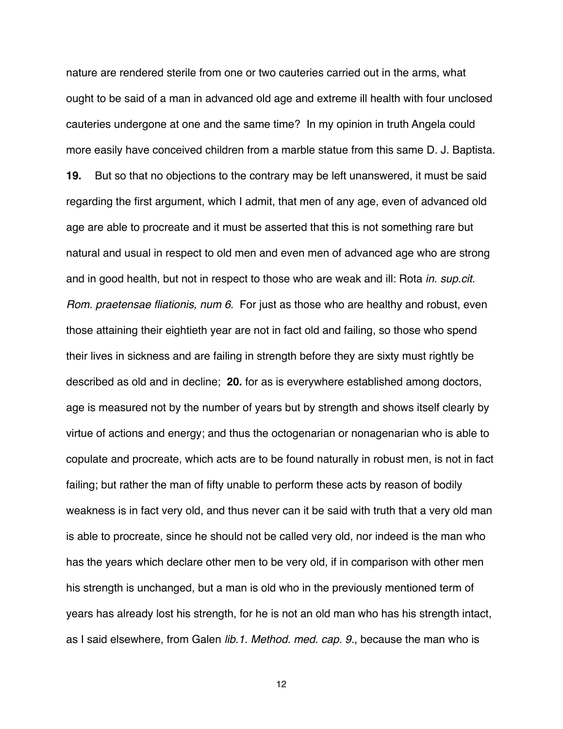nature are rendered sterile from one or two cauteries carried out in the arms, what ought to be said of a man in advanced old age and extreme ill health with four unclosed cauteries undergone at one and the same time? In my opinion in truth Angela could more easily have conceived children from a marble statue from this same D. J. Baptista.

**19.** But so that no objections to the contrary may be left unanswered, it must be said regarding the first argument, which I admit, that men of any age, even of advanced old age are able to procreate and it must be asserted that this is not something rare but natural and usual in respect to old men and even men of advanced age who are strong and in good health, but not in respect to those who are weak and ill: Rota *in. sup.cit. Rom. praetensae fliationis, num 6.* For just as those who are healthy and robust, even those attaining their eightieth year are not in fact old and failing, so those who spend their lives in sickness and are failing in strength before they are sixty must rightly be described as old and in decline; **20.** for as is everywhere established among doctors, age is measured not by the number of years but by strength and shows itself clearly by virtue of actions and energy; and thus the octogenarian or nonagenarian who is able to copulate and procreate, which acts are to be found naturally in robust men, is not in fact failing; but rather the man of fifty unable to perform these acts by reason of bodily weakness is in fact very old, and thus never can it be said with truth that a very old man is able to procreate, since he should not be called very old, nor indeed is the man who has the years which declare other men to be very old, if in comparison with other men his strength is unchanged, but a man is old who in the previously mentioned term of years has already lost his strength, for he is not an old man who has his strength intact, as I said elsewhere, from Galen *lib.1. Method. med. cap. 9.*, because the man who is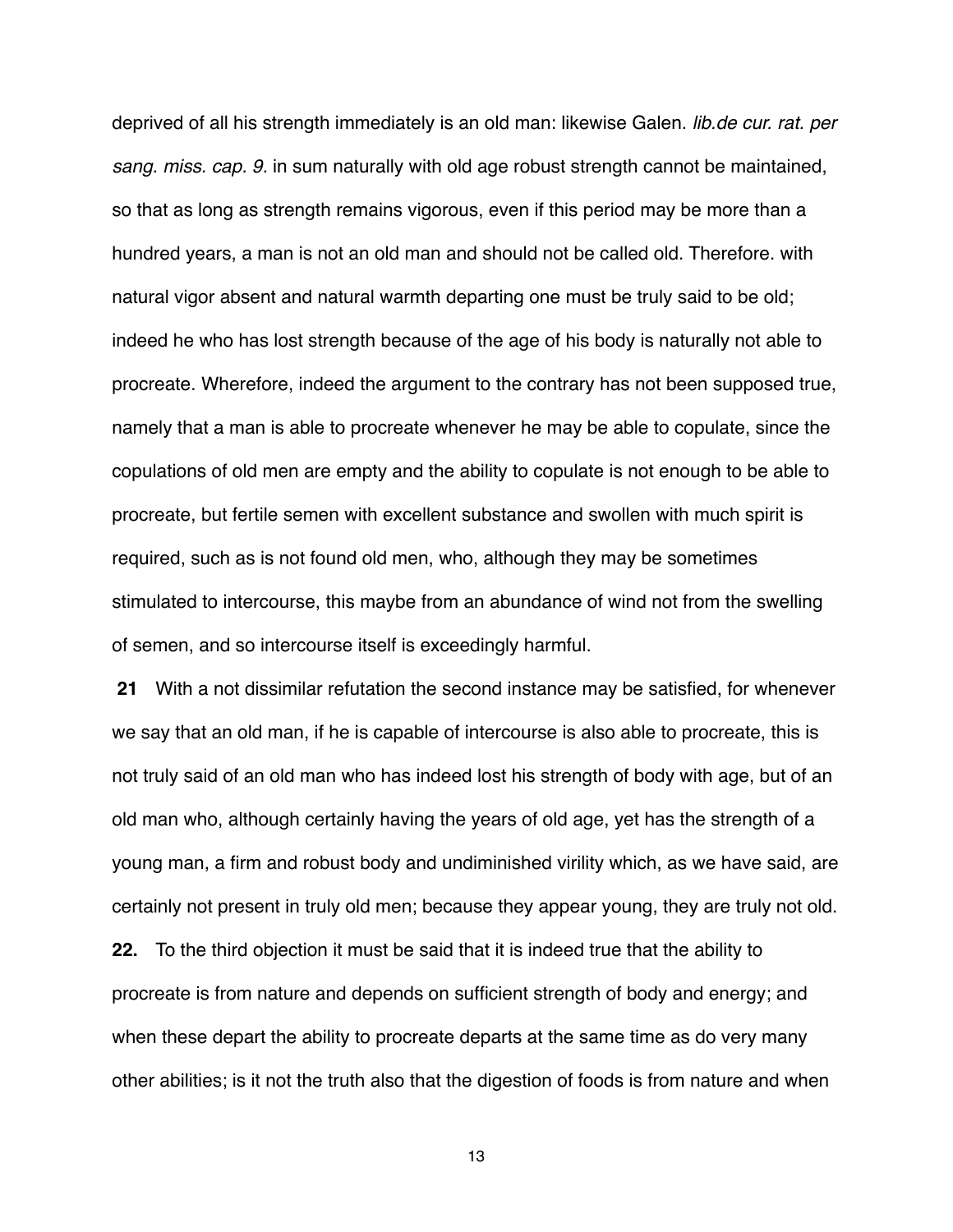deprived of all his strength immediately is an old man: likewise Galen. *lib.de cur. rat. per sang. miss. cap. 9.* in sum naturally with old age robust strength cannot be maintained, so that as long as strength remains vigorous, even if this period may be more than a hundred years, a man is not an old man and should not be called old. Therefore. with natural vigor absent and natural warmth departing one must be truly said to be old; indeed he who has lost strength because of the age of his body is naturally not able to procreate. Wherefore, indeed the argument to the contrary has not been supposed true, namely that a man is able to procreate whenever he may be able to copulate, since the copulations of old men are empty and the ability to copulate is not enough to be able to procreate, but fertile semen with excellent substance and swollen with much spirit is required, such as is not found old men, who, although they may be sometimes stimulated to intercourse, this maybe from an abundance of wind not from the swelling of semen, and so intercourse itself is exceedingly harmful.

**21** With a not dissimilar refutation the second instance may be satisfied, for whenever we say that an old man, if he is capable of intercourse is also able to procreate, this is not truly said of an old man who has indeed lost his strength of body with age, but of an old man who, although certainly having the years of old age, yet has the strength of a young man, a firm and robust body and undiminished virility which, as we have said, are certainly not present in truly old men; because they appear young, they are truly not old.

**22.** To the third objection it must be said that it is indeed true that the ability to procreate is from nature and depends on sufficient strength of body and energy; and when these depart the ability to procreate departs at the same time as do very many other abilities; is it not the truth also that the digestion of foods is from nature and when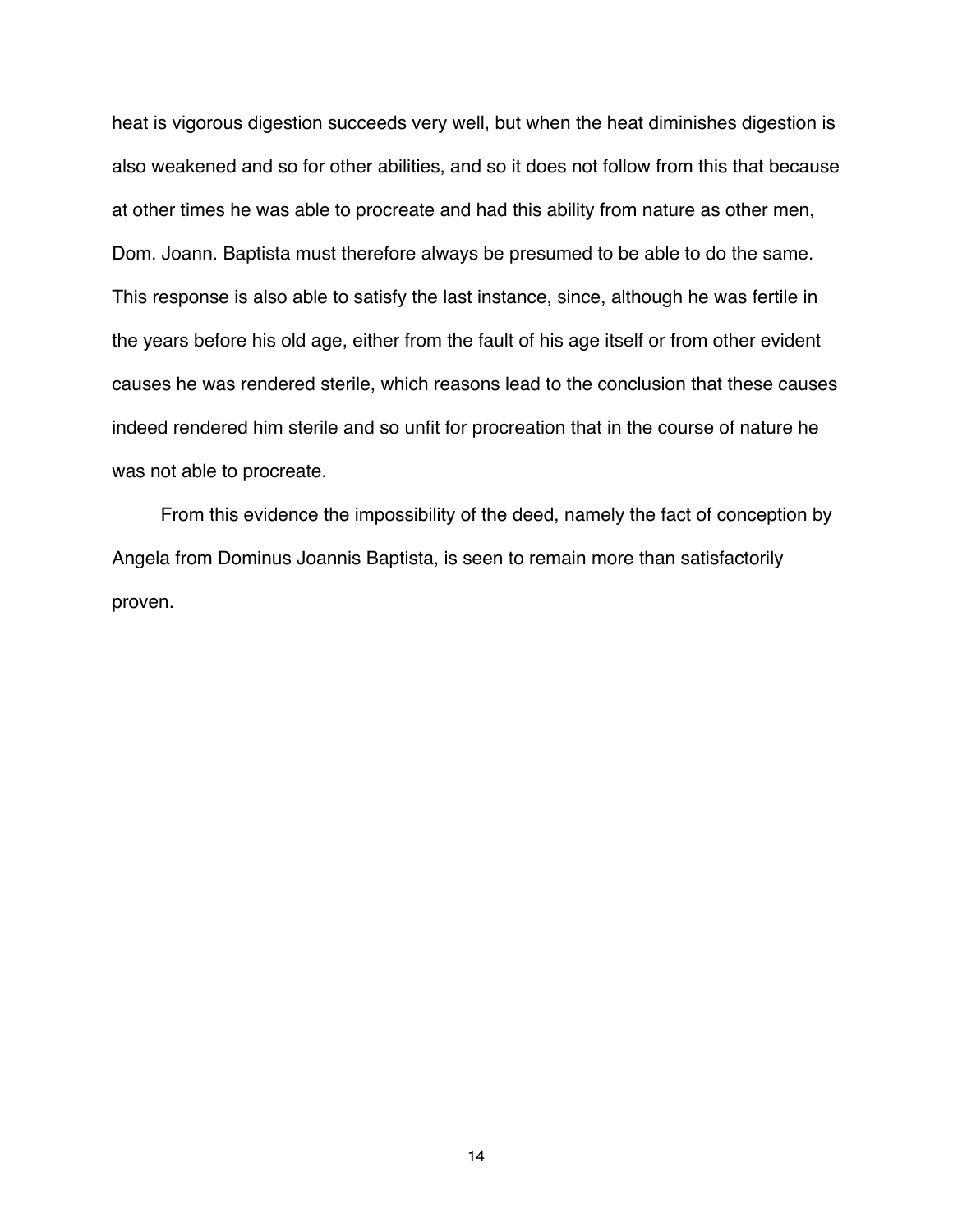heat is vigorous digestion succeeds very well, but when the heat diminishes digestion is also weakened and so for other abilities, and so it does not follow from this that because at other times he was able to procreate and had this ability from nature as other men, Dom. Joann. Baptista must therefore always be presumed to be able to do the same. This response is also able to satisfy the last instance, since, although he was fertile in the years before his old age, either from the fault of his age itself or from other evident causes he was rendered sterile, which reasons lead to the conclusion that these causes indeed rendered him sterile and so unfit for procreation that in the course of nature he was not able to procreate.

From this evidence the impossibility of the deed, namely the fact of conception by Angela from Dominus Joannis Baptista, is seen to remain more than satisfactorily proven.